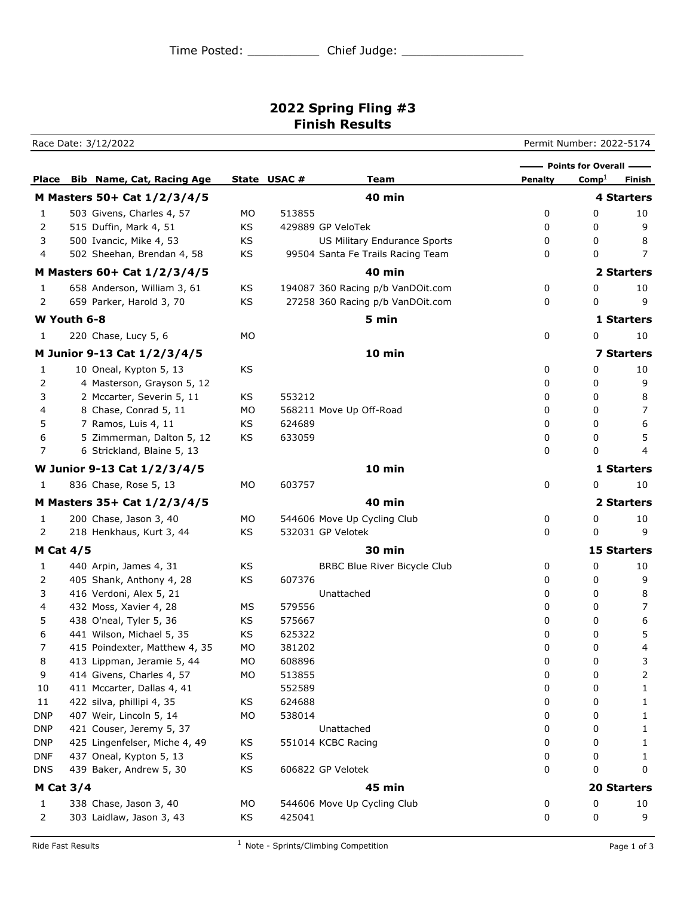Time Posted: __________ Chief Judge: _________________

# 2022 Spring Fling #3
## Finish Results

Race Date: 3/12/2022 — Permit Number: 2022-5174

| Place | Bib | Name, Cat, Racing Age | State | USAC # | Team | Penalty | Comp[1] | Finish |
|---|---|---|---|---|---|---|---|---|
| | | | | | | Points for Overall | | |
| **M Masters 50+ Cat 1/2/3/4/5** | | | | | **40 min** | | | **4 Starters** |
| 1 | 503 | Givens, Charles 4, 57 | MO | 513855 | | 0 | 0 | 10 |
| 2 | 515 | Duffin, Mark 4, 51 | KS | 429889 | GP VeloTek | 0 | 0 | 9 |
| 3 | 500 | Ivancic, Mike 4, 53 | KS | | US Military Endurance Sports | 0 | 0 | 8 |
| 4 | 502 | Sheehan, Brendan 4, 58 | KS | 99504 | Santa Fe Trails Racing Team | 0 | 0 | 7 |
| **M Masters 60+ Cat 1/2/3/4/5** | | | | | **40 min** | | | **2 Starters** |
| 1 | 658 | Anderson, William 3, 61 | KS | 194087 | 360 Racing p/b VanDOit.com | 0 | 0 | 10 |
| 2 | 659 | Parker, Harold 3, 70 | KS | 27258 | 360 Racing p/b VanDOit.com | 0 | 0 | 9 |
| **W Youth 6-8** | | | | | **5 min** | | | **1 Starters** |
| 1 | 220 | Chase, Lucy 5, 6 | MO | | | 0 | 0 | 10 |
| **M Junior 9-13 Cat 1/2/3/4/5** | | | | | **10 min** | | | **7 Starters** |
| 1 | 10 | Oneal, Kypton 5, 13 | KS | | | 0 | 0 | 10 |
| 2 | 4 | Masterson, Grayson 5, 12 | | | | 0 | 0 | 9 |
| 3 | 2 | Mccarter, Severin 5, 11 | KS | 553212 | | 0 | 0 | 8 |
| 4 | 8 | Chase, Conrad 5, 11 | MO | 568211 | Move Up Off-Road | 0 | 0 | 7 |
| 5 | 7 | Ramos, Luis 4, 11 | KS | 624689 | | 0 | 0 | 6 |
| 6 | 5 | Zimmerman, Dalton 5, 12 | KS | 633059 | | 0 | 0 | 5 |
| 7 | 6 | Strickland, Blaine 5, 13 | | | | 0 | 0 | 4 |
| **W Junior 9-13 Cat 1/2/3/4/5** | | | | | **10 min** | | | **1 Starters** |
| 1 | 836 | Chase, Rose 5, 13 | MO | 603757 | | 0 | 0 | 10 |
| **M Masters 35+ Cat 1/2/3/4/5** | | | | | **40 min** | | | **2 Starters** |
| 1 | 200 | Chase, Jason 3, 40 | MO | 544606 | Move Up Cycling Club | 0 | 0 | 10 |
| 2 | 218 | Henkhaus, Kurt 3, 44 | KS | 532031 | GP Velotek | 0 | 0 | 9 |
| **M Cat 4/5** | | | | | **30 min** | | | **15 Starters** |
| 1 | 440 | Arpin, James 4, 31 | KS | | BRBC Blue River Bicycle Club | 0 | 0 | 10 |
| 2 | 405 | Shank, Anthony 4, 28 | KS | 607376 | | 0 | 0 | 9 |
| 3 | 416 | Verdoni, Alex 5, 21 | | | Unattached | 0 | 0 | 8 |
| 4 | 432 | Moss, Xavier 4, 28 | MS | 579556 | | 0 | 0 | 7 |
| 5 | 438 | O'neal, Tyler 5, 36 | KS | 575667 | | 0 | 0 | 6 |
| 6 | 441 | Wilson, Michael 5, 35 | KS | 625322 | | 0 | 0 | 5 |
| 7 | 415 | Poindexter, Matthew 4, 35 | MO | 381202 | | 0 | 0 | 4 |
| 8 | 413 | Lippman, Jeramie 5, 44 | MO | 608896 | | 0 | 0 | 3 |
| 9 | 414 | Givens, Charles 4, 57 | MO | 513855 | | 0 | 0 | 2 |
| 10 | 411 | Mccarter, Dallas 4, 41 | | 552589 | | 0 | 0 | 1 |
| 11 | 422 | silva, phillipi 4, 35 | KS | 624688 | | 0 | 0 | 1 |
| DNP | 407 | Weir, Lincoln 5, 14 | MO | 538014 | | 0 | 0 | 1 |
| DNP | 421 | Couser, Jeremy 5, 37 | | | Unattached | 0 | 0 | 1 |
| DNP | 425 | Lingenfelser, Miche 4, 49 | KS | 551014 | KCBC Racing | 0 | 0 | 1 |
| DNF | 437 | Oneal, Kypton 5, 13 | KS | | | 0 | 0 | 1 |
| DNS | 439 | Baker, Andrew 5, 30 | KS | 606822 | GP Velotek | 0 | 0 | 0 |
| **M Cat 3/4** | | | | | **45 min** | | | **20 Starters** |
| 1 | 338 | Chase, Jason 3, 40 | MO | 544606 | Move Up Cycling Club | 0 | 0 | 10 |
| 2 | 303 | Laidlaw, Jason 3, 43 | KS | 425041 | | 0 | 0 | 9 |

[1] Note - Sprints/Climbing Competition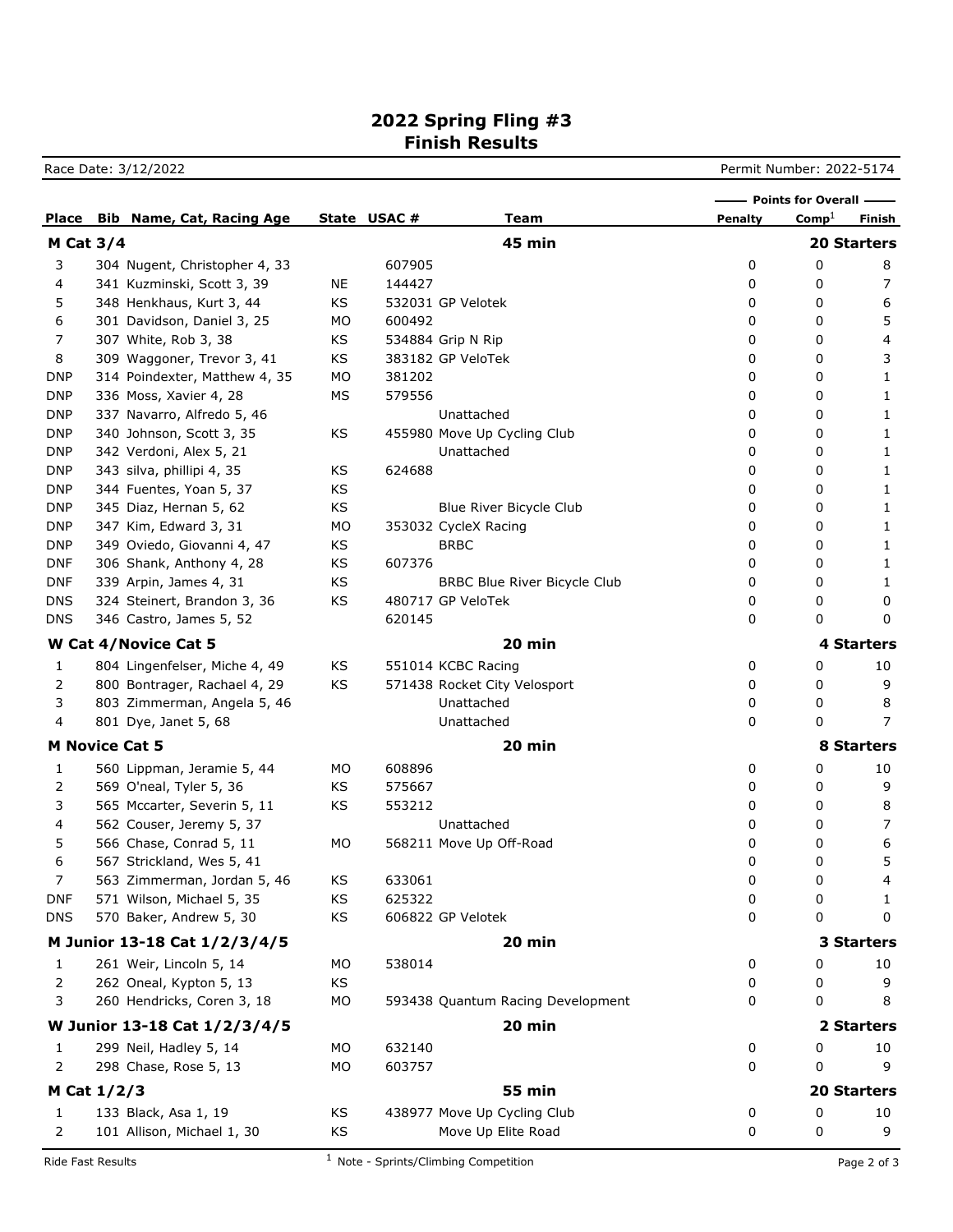# 2022 Spring Fling #3
## Finish Results

Race Date: 3/12/2022 Permit Number: 2022-5174

| Place | Bib | Name, Cat, Racing Age | State | USAC # | Team | Points for Overall: Penalty | Comp[1] | Finish |
|---|---|---|---|---|---|---|---|---|
| **M Cat 3/4** | | | | | **45 min** | | | **20 Starters** |
| 3 | 304 | Nugent, Christopher 4, 33 | | 607905 | | 0 | 0 | 8 |
| 4 | 341 | Kuzminski, Scott 3, 39 | NE | 144427 | | 0 | 0 | 7 |
| 5 | 348 | Henkhaus, Kurt 3, 44 | KS | 532031 | GP Velotek | 0 | 0 | 6 |
| 6 | 301 | Davidson, Daniel 3, 25 | MO | 600492 | | 0 | 0 | 5 |
| 7 | 307 | White, Rob 3, 38 | KS | 534884 | Grip N Rip | 0 | 0 | 4 |
| 8 | 309 | Waggoner, Trevor 3, 41 | KS | 383182 | GP VeloTek | 0 | 0 | 3 |
| DNP | 314 | Poindexter, Matthew 4, 35 | MO | 381202 | | 0 | 0 | 1 |
| DNP | 336 | Moss, Xavier 4, 28 | MS | 579556 | | 0 | 0 | 1 |
| DNP | 337 | Navarro, Alfredo 5, 46 | | | Unattached | 0 | 0 | 1 |
| DNP | 340 | Johnson, Scott 3, 35 | KS | 455980 | Move Up Cycling Club | 0 | 0 | 1 |
| DNP | 342 | Verdoni, Alex 5, 21 | | | Unattached | 0 | 0 | 1 |
| DNP | 343 | silva, phillipi 4, 35 | KS | 624688 | | 0 | 0 | 1 |
| DNP | 344 | Fuentes, Yoan 5, 37 | KS | | | 0 | 0 | 1 |
| DNP | 345 | Diaz, Hernan 5, 62 | KS | | Blue River Bicycle Club | 0 | 0 | 1 |
| DNP | 347 | Kim, Edward 3, 31 | MO | 353032 | CycleX Racing | 0 | 0 | 1 |
| DNP | 349 | Oviedo, Giovanni 4, 47 | KS | | BRBC | 0 | 0 | 1 |
| DNF | 306 | Shank, Anthony 4, 28 | KS | 607376 | | 0 | 0 | 1 |
| DNF | 339 | Arpin, James 4, 31 | KS | | BRBC Blue River Bicycle Club | 0 | 0 | 1 |
| DNS | 324 | Steinert, Brandon 3, 36 | KS | 480717 | GP VeloTek | 0 | 0 | 0 |
| DNS | 346 | Castro, James 5, 52 | | 620145 | | 0 | 0 | 0 |
| **W Cat 4/Novice Cat 5** | | | | | **20 min** | | | **4 Starters** |
| 1 | 804 | Lingenfelser, Miche 4, 49 | KS | 551014 | KCBC Racing | 0 | 0 | 10 |
| 2 | 800 | Bontrager, Rachael 4, 29 | KS | 571438 | Rocket City Velosport | 0 | 0 | 9 |
| 3 | 803 | Zimmerman, Angela 5, 46 | | | Unattached | 0 | 0 | 8 |
| 4 | 801 | Dye, Janet 5, 68 | | | Unattached | 0 | 0 | 7 |
| **M Novice Cat 5** | | | | | **20 min** | | | **8 Starters** |
| 1 | 560 | Lippman, Jeramie 5, 44 | MO | 608896 | | 0 | 0 | 10 |
| 2 | 569 | O'neal, Tyler 5, 36 | KS | 575667 | | 0 | 0 | 9 |
| 3 | 565 | Mccarter, Severin 5, 11 | KS | 553212 | | 0 | 0 | 8 |
| 4 | 562 | Couser, Jeremy 5, 37 | | | Unattached | 0 | 0 | 7 |
| 5 | 566 | Chase, Conrad 5, 11 | MO | 568211 | Move Up Off-Road | 0 | 0 | 6 |
| 6 | 567 | Strickland, Wes 5, 41 | | | | 0 | 0 | 5 |
| 7 | 563 | Zimmerman, Jordan 5, 46 | KS | 633061 | | 0 | 0 | 4 |
| DNF | 571 | Wilson, Michael 5, 35 | KS | 625322 | | 0 | 0 | 1 |
| DNS | 570 | Baker, Andrew 5, 30 | KS | 606822 | GP Velotek | 0 | 0 | 0 |
| **M Junior 13-18 Cat 1/2/3/4/5** | | | | | **20 min** | | | **3 Starters** |
| 1 | 261 | Weir, Lincoln 5, 14 | MO | 538014 | | 0 | 0 | 10 |
| 2 | 262 | Oneal, Kypton 5, 13 | KS | | | 0 | 0 | 9 |
| 3 | 260 | Hendricks, Coren 3, 18 | MO | 593438 | Quantum Racing Development | 0 | 0 | 8 |
| **W Junior 13-18 Cat 1/2/3/4/5** | | | | | **20 min** | | | **2 Starters** |
| 1 | 299 | Neil, Hadley 5, 14 | MO | 632140 | | 0 | 0 | 10 |
| 2 | 298 | Chase, Rose 5, 13 | MO | 603757 | | 0 | 0 | 9 |
| **M Cat 1/2/3** | | | | | **55 min** | | | **20 Starters** |
| 1 | 133 | Black, Asa 1, 19 | KS | 438977 | Move Up Cycling Club | 0 | 0 | 10 |
| 2 | 101 | Allison, Michael 1, 30 | KS | | Move Up Elite Road | 0 | 0 | 9 |

[1] Note - Sprints/Climbing Competition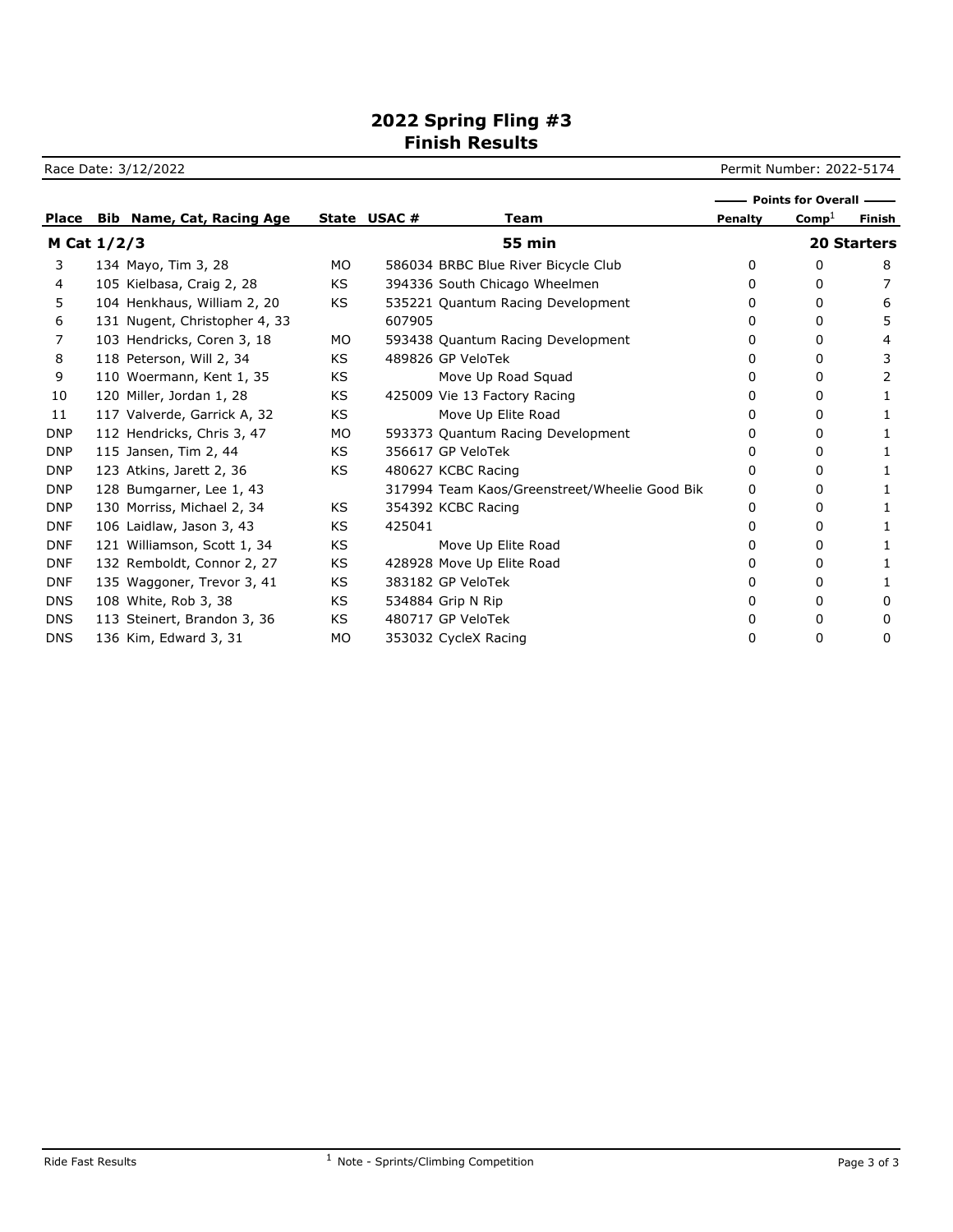# 2022 Spring Fling #3
## Finish Results

Race Date: 3/12/2022 | Permit Number: 2022-5174

| Place | Bib | Name, Cat, Racing Age | State | USAC # | Team | Points for Overall — Penalty | Comp[1] | Finish |
|---|---|---|---|---|---|---|---|---|
| **M Cat 1/2/3** | | | | | **55 min** | | | **20 Starters** |
| 3 | 134 | Mayo, Tim 3, 28 | MO | 586034 | BRBC Blue River Bicycle Club | 0 | 0 | 8 |
| 4 | 105 | Kielbasa, Craig 2, 28 | KS | 394336 | South Chicago Wheelmen | 0 | 0 | 7 |
| 5 | 104 | Henkhaus, William 2, 20 | KS | 535221 | Quantum Racing Development | 0 | 0 | 6 |
| 6 | 131 | Nugent, Christopher 4, 33 | | 607905 | | 0 | 0 | 5 |
| 7 | 103 | Hendricks, Coren 3, 18 | MO | 593438 | Quantum Racing Development | 0 | 0 | 4 |
| 8 | 118 | Peterson, Will 2, 34 | KS | 489826 | GP VeloTek | 0 | 0 | 3 |
| 9 | 110 | Woermann, Kent 1, 35 | KS | | Move Up Road Squad | 0 | 0 | 2 |
| 10 | 120 | Miller, Jordan 1, 28 | KS | 425009 | Vie 13 Factory Racing | 0 | 0 | 1 |
| 11 | 117 | Valverde, Garrick A, 32 | KS | | Move Up Elite Road | 0 | 0 | 1 |
| DNP | 112 | Hendricks, Chris 3, 47 | MO | 593373 | Quantum Racing Development | 0 | 0 | 1 |
| DNP | 115 | Jansen, Tim 2, 44 | KS | 356617 | GP VeloTek | 0 | 0 | 1 |
| DNP | 123 | Atkins, Jarett 2, 36 | KS | 480627 | KCBC Racing | 0 | 0 | 1 |
| DNP | 128 | Bumgarner, Lee 1, 43 | | 317994 | Team Kaos/Greenstreet/Wheelie Good Bik | 0 | 0 | 1 |
| DNP | 130 | Morriss, Michael 2, 34 | KS | 354392 | KCBC Racing | 0 | 0 | 1 |
| DNF | 106 | Laidlaw, Jason 3, 43 | KS | 425041 | | 0 | 0 | 1 |
| DNF | 121 | Williamson, Scott 1, 34 | KS | | Move Up Elite Road | 0 | 0 | 1 |
| DNF | 132 | Remboldt, Connor 2, 27 | KS | 428928 | Move Up Elite Road | 0 | 0 | 1 |
| DNF | 135 | Waggoner, Trevor 3, 41 | KS | 383182 | GP VeloTek | 0 | 0 | 1 |
| DNS | 108 | White, Rob 3, 38 | KS | 534884 | Grip N Rip | 0 | 0 | 0 |
| DNS | 113 | Steinert, Brandon 3, 36 | KS | 480717 | GP VeloTek | 0 | 0 | 0 |
| DNS | 136 | Kim, Edward 3, 31 | MO | 353032 | CycleX Racing | 0 | 0 | 0 |

[1] Note - Sprints/Climbing Competition